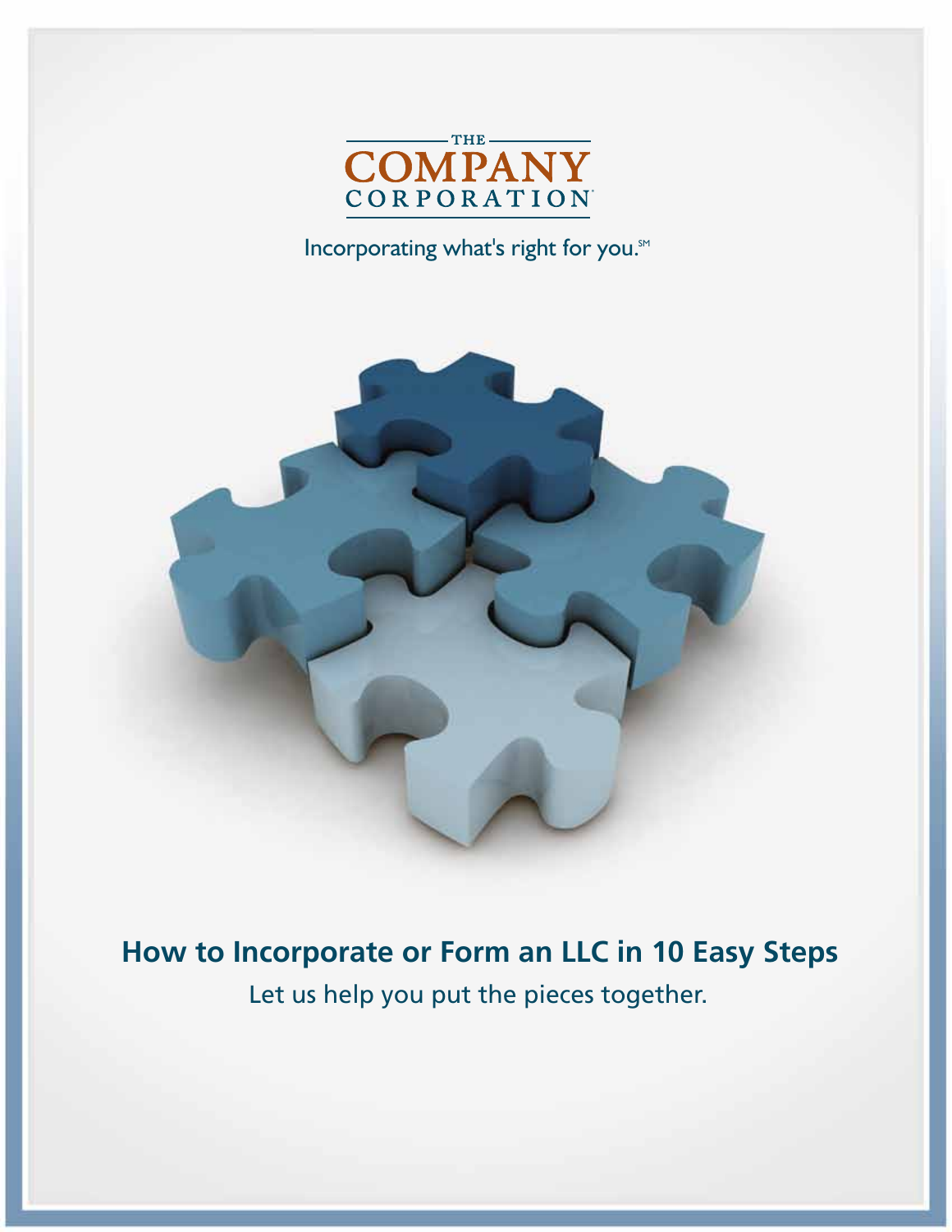THE COMPANY CORPORATION

Incorporating what's right for you.℠

# How to Incorporate or Form an LLC in 10 Easy Steps

Let us help you put the pieces together.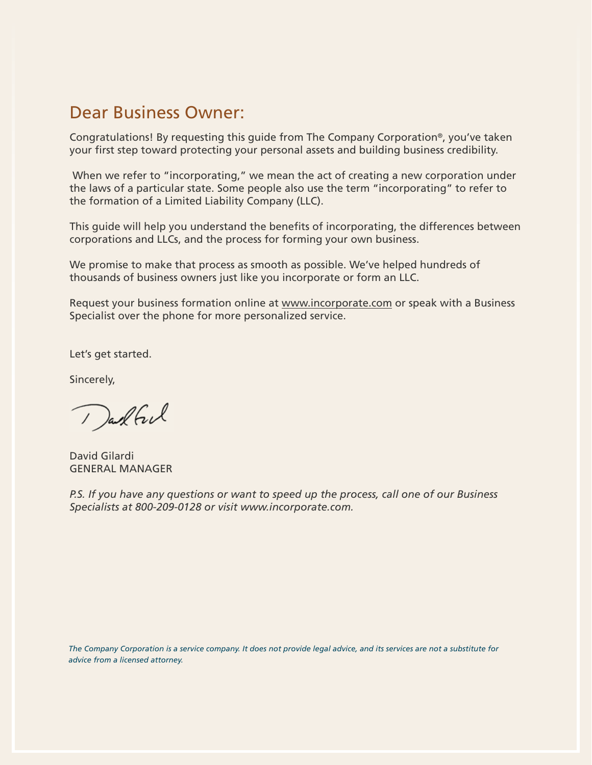## Dear Business Owner:

Congratulations! By requesting this guide from The Company Corporation®, you've taken your first step toward protecting your personal assets and building business credibility.

When we refer to "incorporating," we mean the act of creating a new corporation under the laws of a particular state. Some people also use the term "incorporating" to refer to the formation of a Limited Liability Company (LLC).

This guide will help you understand the benefits of incorporating, the differences between corporations and LLCs, and the process for forming your own business.

We promise to make that process as smooth as possible. We've helped hundreds of thousands of business owners just like you incorporate or form an LLC.

Request your business formation online at www.incorporate.com or speak with a Business Specialist over the phone for more personalized service.

Let's get started.

Sincerely,

David Gilardi
GENERAL MANAGER

*P.S. If you have any questions or want to speed up the process, call one of our Business Specialists at 800-209-0128 or visit www.incorporate.com.*

*The Company Corporation is a service company. It does not provide legal advice, and its services are not a substitute for advice from a licensed attorney.*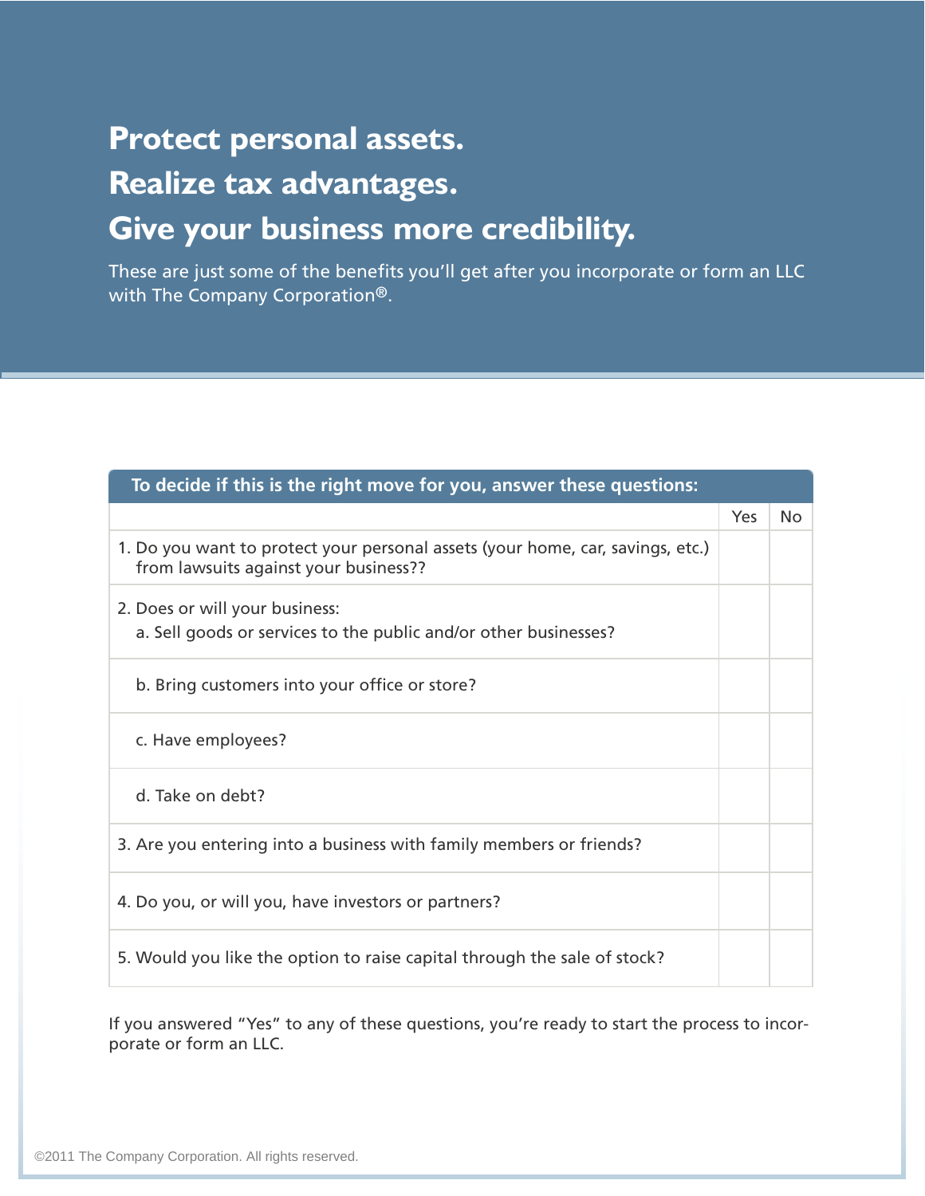# Protect personal assets.
# Realize tax advantages.
# Give your business more credibility.

These are just some of the benefits you'll get after you incorporate or form an LLC with The Company Corporation®.

**To decide if this is the right move for you, answer these questions:**

| | Yes | No |
|---|---|---|
| 1. Do you want to protect your personal assets (your home, car, savings, etc.) from lawsuits against your business?? | | |
| 2. Does or will your business: a. Sell goods or services to the public and/or other businesses? | | |
| b. Bring customers into your office or store? | | |
| c. Have employees? | | |
| d. Take on debt? | | |
| 3. Are you entering into a business with family members or friends? | | |
| 4. Do you, or will you, have investors or partners? | | |
| 5. Would you like the option to raise capital through the sale of stock? | | |

If you answered "Yes" to any of these questions, you're ready to start the process to incorporate or form an LLC.

©2011 The Company Corporation. All rights reserved.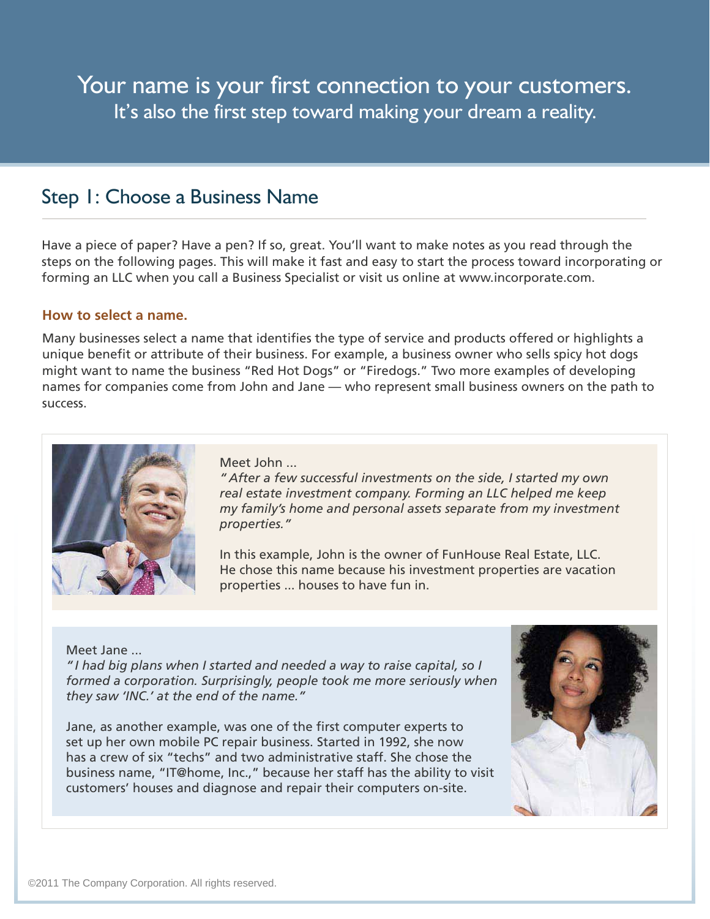Your name is your first connection to your customers.
It's also the first step toward making your dream a reality.

## Step 1: Choose a Business Name

Have a piece of paper? Have a pen? If so, great. You'll want to make notes as you read through the steps on the following pages. This will make it fast and easy to start the process toward incorporating or forming an LLC when you call a Business Specialist or visit us online at www.incorporate.com.

### How to select a name.

Many businesses select a name that identifies the type of service and products offered or highlights a unique benefit or attribute of their business. For example, a business owner who sells spicy hot dogs might want to name the business "Red Hot Dogs" or "Firedogs." Two more examples of developing names for companies come from John and Jane — who represent small business owners on the path to success.

Meet John ...
*" After a few successful investments on the side, I started my own real estate investment company. Forming an LLC helped me keep my family's home and personal assets separate from my investment properties."*

In this example, John is the owner of FunHouse Real Estate, LLC. He chose this name because his investment properties are vacation properties ... houses to have fun in.

Meet Jane ...
*" I had big plans when I started and needed a way to raise capital, so I formed a corporation. Surprisingly, people took me more seriously when they saw 'INC.' at the end of the name."*

Jane, as another example, was one of the first computer experts to set up her own mobile PC repair business. Started in 1992, she now has a crew of six "techs" and two administrative staff. She chose the business name, "IT@home, Inc.," because her staff has the ability to visit customers' houses and diagnose and repair their computers on-site.

©2011 The Company Corporation. All rights reserved.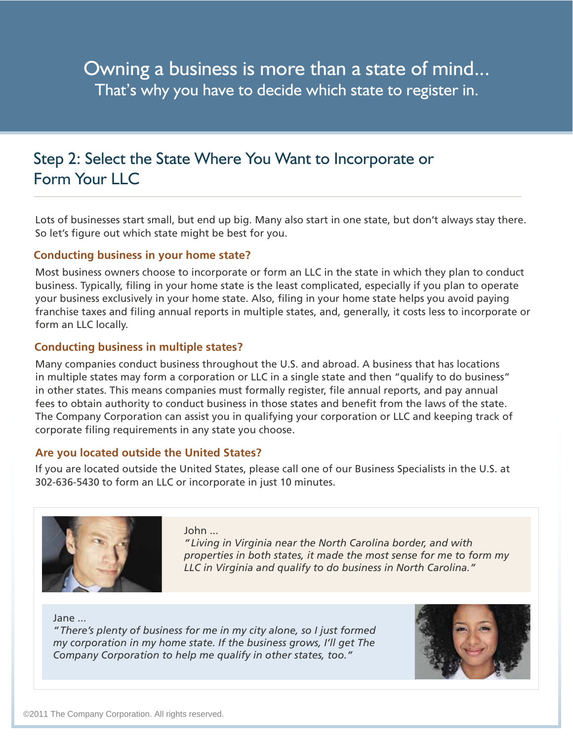Owning a business is more than a state of mind...
That's why you have to decide which state to register in.

## Step 2: Select the State Where You Want to Incorporate or Form Your LLC

Lots of businesses start small, but end up big. Many also start in one state, but don't always stay there. So let's figure out which state might be best for you.

### Conducting business in your home state?

Most business owners choose to incorporate or form an LLC in the state in which they plan to conduct business. Typically, filing in your home state is the least complicated, especially if you plan to operate your business exclusively in your home state. Also, filing in your home state helps you avoid paying franchise taxes and filing annual reports in multiple states, and, generally, it costs less to incorporate or form an LLC locally.

### Conducting business in multiple states?

Many companies conduct business throughout the U.S. and abroad. A business that has locations in multiple states may form a corporation or LLC in a single state and then "qualify to do business" in other states. This means companies must formally register, file annual reports, and pay annual fees to obtain authority to conduct business in those states and benefit from the laws of the state. The Company Corporation can assist you in qualifying your corporation or LLC and keeping track of corporate filing requirements in any state you choose.

### Are you located outside the United States?

If you are located outside the United States, please call one of our Business Specialists in the U.S. at 302-636-5430 to form an LLC or incorporate in just 10 minutes.

John ...
*"Living in Virginia near the North Carolina border, and with properties in both states, it made the most sense for me to form my LLC in Virginia and qualify to do business in North Carolina."*

Jane ...
*"There's plenty of business for me in my city alone, so I just formed my corporation in my home state. If the business grows, I'll get The Company Corporation to help me qualify in other states, too."*

©2011 The Company Corporation. All rights reserved.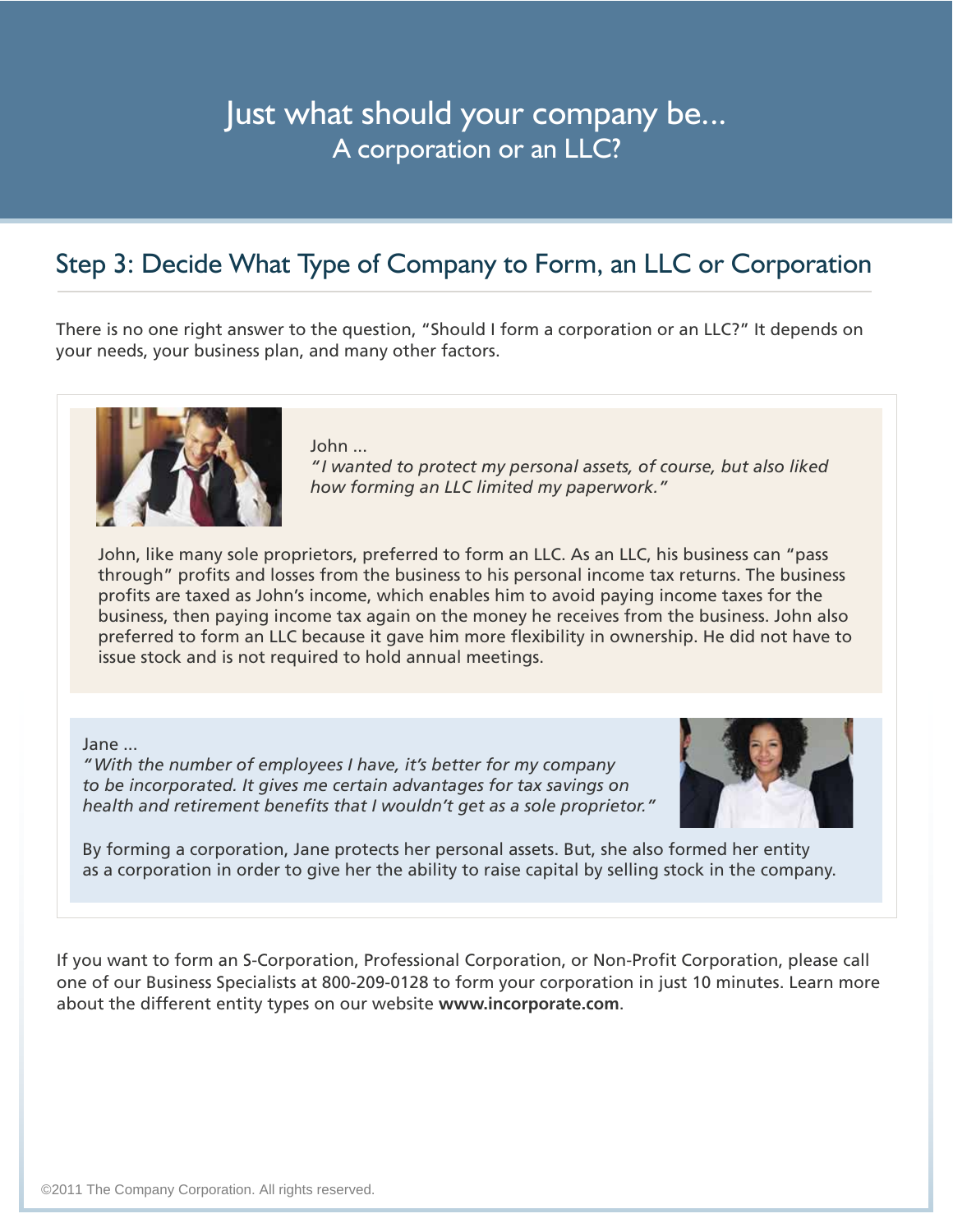# Just what should your company be...
A corporation or an LLC?

## Step 3: Decide What Type of Company to Form, an LLC or Corporation

There is no one right answer to the question, "Should I form a corporation or an LLC?" It depends on your needs, your business plan, and many other factors.

John ...
*"I wanted to protect my personal assets, of course, but also liked how forming an LLC limited my paperwork."*

John, like many sole proprietors, preferred to form an LLC. As an LLC, his business can "pass through" profits and losses from the business to his personal income tax returns. The business profits are taxed as John's income, which enables him to avoid paying income taxes for the business, then paying income tax again on the money he receives from the business. John also preferred to form an LLC because it gave him more flexibility in ownership. He did not have to issue stock and is not required to hold annual meetings.

Jane ...
*"With the number of employees I have, it's better for my company to be incorporated. It gives me certain advantages for tax savings on health and retirement benefits that I wouldn't get as a sole proprietor."*

By forming a corporation, Jane protects her personal assets. But, she also formed her entity as a corporation in order to give her the ability to raise capital by selling stock in the company.

If you want to form an S-Corporation, Professional Corporation, or Non-Profit Corporation, please call one of our Business Specialists at 800-209-0128 to form your corporation in just 10 minutes. Learn more about the different entity types on our website **www.incorporate.com**.

©2011 The Company Corporation. All rights reserved.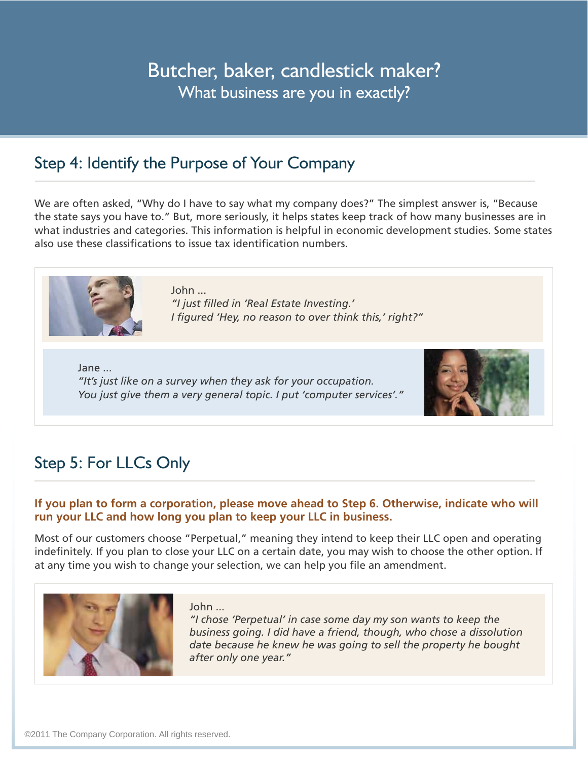# Butcher, baker, candlestick maker?

What business are you in exactly?

## Step 4: Identify the Purpose of Your Company

We are often asked, "Why do I have to say what my company does?" The simplest answer is, "Because the state says you have to." But, more seriously, it helps states keep track of how many businesses are in what industries and categories. This information is helpful in economic development studies. Some states also use these classifications to issue tax identification numbers.

John ...
*"I just filled in 'Real Estate Investing.'*
*I figured 'Hey, no reason to over think this,' right?"*

Jane ...
*"It's just like on a survey when they ask for your occupation.*
*You just give them a very general topic. I put 'computer services'."*

## Step 5: For LLCs Only

**If you plan to form a corporation, please move ahead to Step 6. Otherwise, indicate who will run your LLC and how long you plan to keep your LLC in business.**

Most of our customers choose "Perpetual," meaning they intend to keep their LLC open and operating indefinitely. If you plan to close your LLC on a certain date, you may wish to choose the other option. If at any time you wish to change your selection, we can help you file an amendment.

John ...
*"I chose 'Perpetual' in case some day my son wants to keep the business going. I did have a friend, though, who chose a dissolution date because he knew he was going to sell the property he bought after only one year."*

©2011 The Company Corporation. All rights reserved.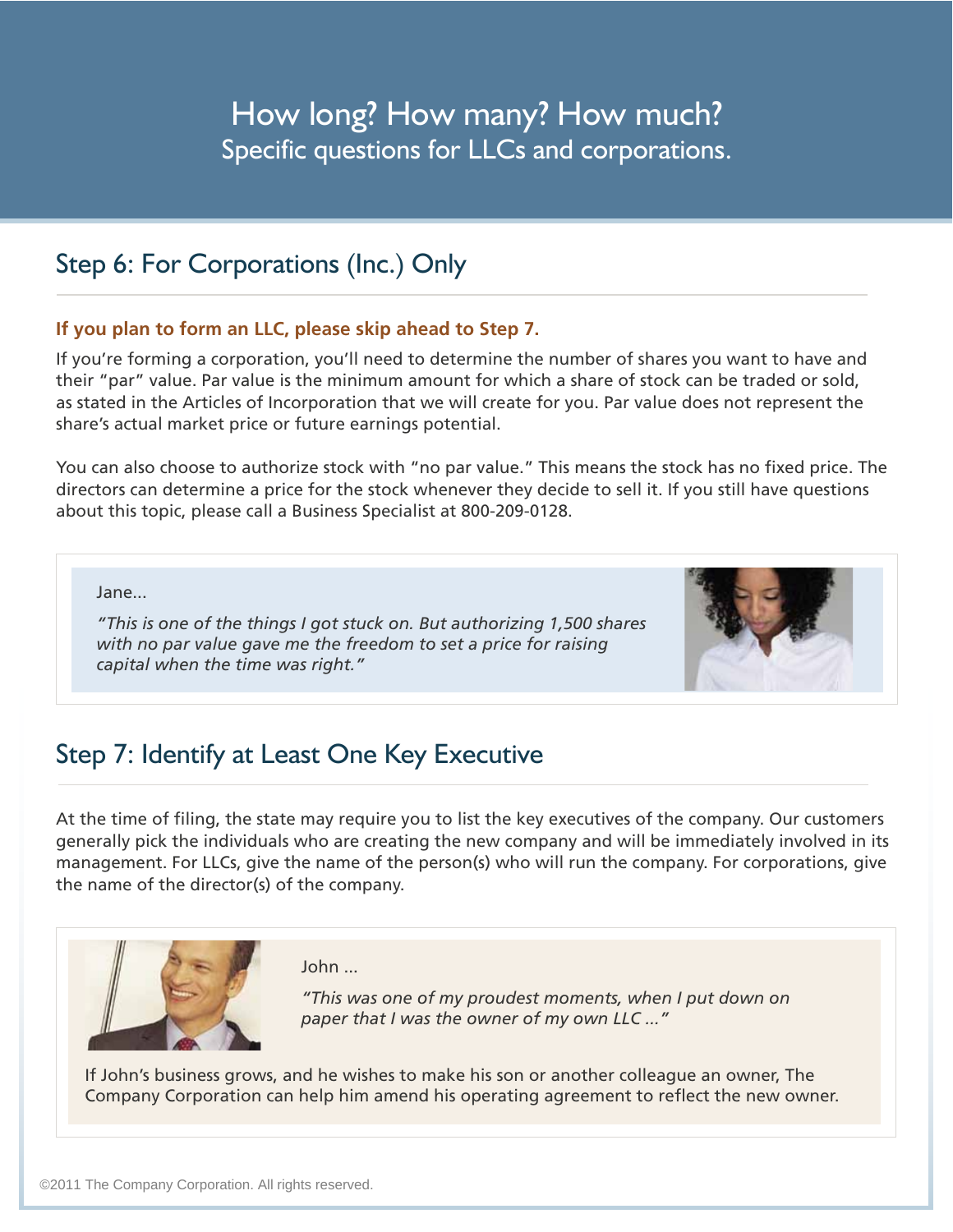# How long? How many? How much?
Specific questions for LLCs and corporations.

## Step 6: For Corporations (Inc.) Only

**If you plan to form an LLC, please skip ahead to Step 7.**

If you're forming a corporation, you'll need to determine the number of shares you want to have and their "par" value. Par value is the minimum amount for which a share of stock can be traded or sold, as stated in the Articles of Incorporation that we will create for you. Par value does not represent the share's actual market price or future earnings potential.

You can also choose to authorize stock with "no par value." This means the stock has no fixed price. The directors can determine a price for the stock whenever they decide to sell it. If you still have questions about this topic, please call a Business Specialist at 800-209-0128.

Jane...

*"This is one of the things I got stuck on. But authorizing 1,500 shares with no par value gave me the freedom to set a price for raising capital when the time was right."*

## Step 7: Identify at Least One Key Executive

At the time of filing, the state may require you to list the key executives of the company. Our customers generally pick the individuals who are creating the new company and will be immediately involved in its management. For LLCs, give the name of the person(s) who will run the company. For corporations, give the name of the director(s) of the company.

John ...

*"This was one of my proudest moments, when I put down on paper that I was the owner of my own LLC ..."*

If John's business grows, and he wishes to make his son or another colleague an owner, The Company Corporation can help him amend his operating agreement to reflect the new owner.

©2011 The Company Corporation. All rights reserved.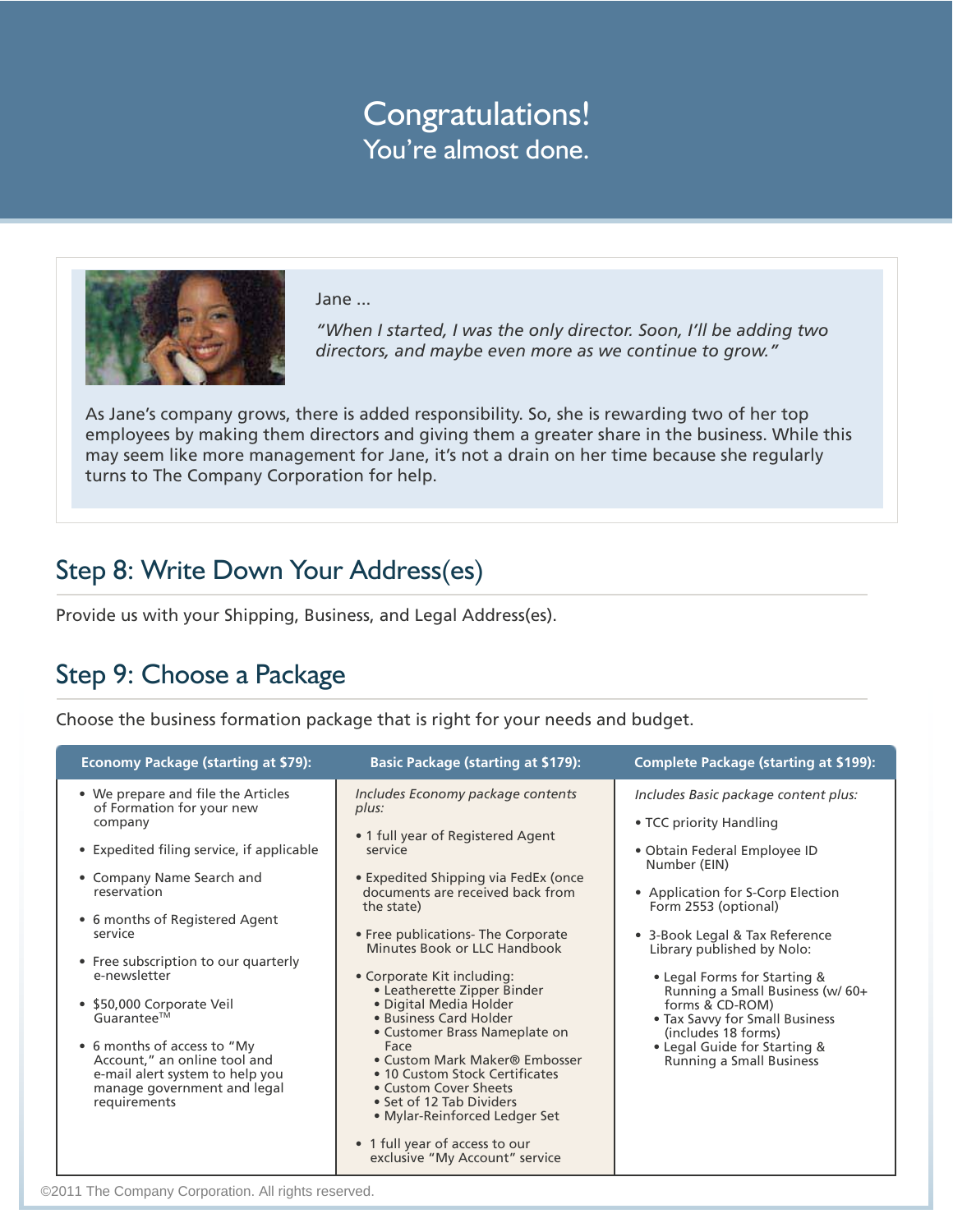# Congratulations!
## You're almost done.

Jane ...

*"When I started, I was the only director. Soon, I'll be adding two directors, and maybe even more as we continue to grow."*

As Jane's company grows, there is added responsibility. So, she is rewarding two of her top employees by making them directors and giving them a greater share in the business. While this may seem like more management for Jane, it's not a drain on her time because she regularly turns to The Company Corporation for help.

## Step 8: Write Down Your Address(es)

Provide us with your Shipping, Business, and Legal Address(es).

## Step 9: Choose a Package

Choose the business formation package that is right for your needs and budget.

| Economy Package (starting at $79): | Basic Package (starting at $179): | Complete Package (starting at $199): |
|---|---|---|
| • We prepare and file the Articles of Formation for your new company<br>• Expedited filing service, if applicable<br>• Company Name Search and reservation<br>• 6 months of Registered Agent service<br>• Free subscription to our quarterly e-newsletter<br>• $50,000 Corporate Veil Guarantee™<br>• 6 months of access to "My Account," an online tool and e-mail alert system to help you manage government and legal requirements | *Includes Economy package contents plus:*<br>• 1 full year of Registered Agent service<br>• Expedited Shipping via FedEx (once documents are received back from the state)<br>• Free publications- The Corporate Minutes Book or LLC Handbook<br>• Corporate Kit including:<br>&nbsp;&nbsp;• Leatherette Zipper Binder<br>&nbsp;&nbsp;• Digital Media Holder<br>&nbsp;&nbsp;• Business Card Holder<br>&nbsp;&nbsp;• Customer Brass Nameplate on Face<br>&nbsp;&nbsp;• Custom Mark Maker® Embosser<br>&nbsp;&nbsp;• 10 Custom Stock Certificates<br>&nbsp;&nbsp;• Custom Cover Sheets<br>&nbsp;&nbsp;• Set of 12 Tab Dividers<br>&nbsp;&nbsp;• Mylar-Reinforced Ledger Set<br>• 1 full year of access to our exclusive "My Account" service | *Includes Basic package content plus:*<br>• TCC priority Handling<br>• Obtain Federal Employee ID Number (EIN)<br>• Application for S-Corp Election Form 2553 (optional)<br>• 3-Book Legal & Tax Reference Library published by Nolo:<br>&nbsp;&nbsp;• Legal Forms for Starting & Running a Small Business (w/ 60+ forms & CD-ROM)<br>&nbsp;&nbsp;• Tax Savvy for Small Business (includes 18 forms)<br>&nbsp;&nbsp;• Legal Guide for Starting & Running a Small Business |

©2011 The Company Corporation. All rights reserved.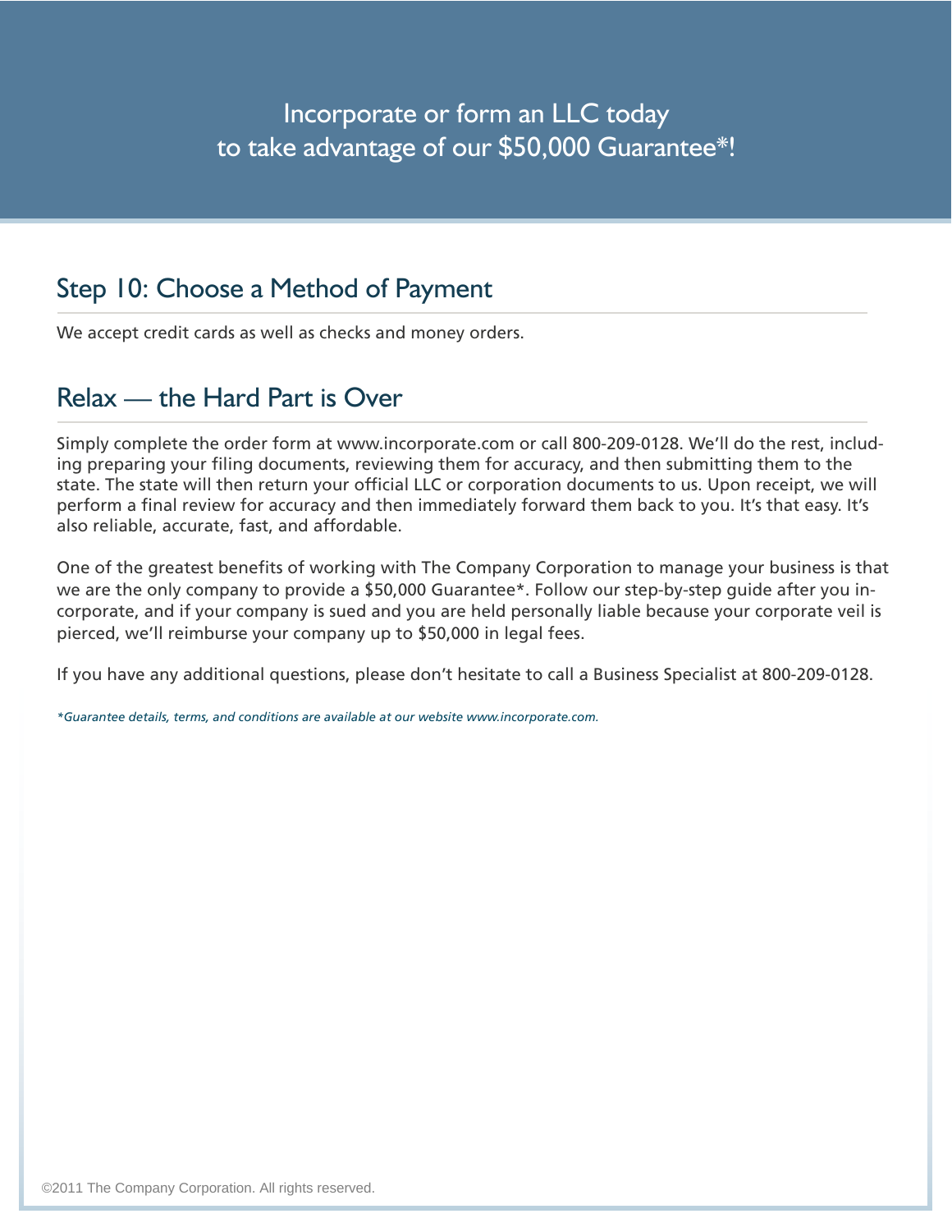Incorporate or form an LLC today
to take advantage of our $50,000 Guarantee*!

## Step 10: Choose a Method of Payment

We accept credit cards as well as checks and money orders.

## Relax — the Hard Part is Over

Simply complete the order form at www.incorporate.com or call 800-209-0128. We'll do the rest, including preparing your filing documents, reviewing them for accuracy, and then submitting them to the state. The state will then return your official LLC or corporation documents to us. Upon receipt, we will perform a final review for accuracy and then immediately forward them back to you. It's that easy. It's also reliable, accurate, fast, and affordable.

One of the greatest benefits of working with The Company Corporation to manage your business is that we are the only company to provide a $50,000 Guarantee*. Follow our step-by-step guide after you incorporate, and if your company is sued and you are held personally liable because your corporate veil is pierced, we'll reimburse your company up to $50,000 in legal fees.

If you have any additional questions, please don't hesitate to call a Business Specialist at 800-209-0128.

*\*Guarantee details, terms, and conditions are available at our website www.incorporate.com.*

©2011 The Company Corporation. All rights reserved.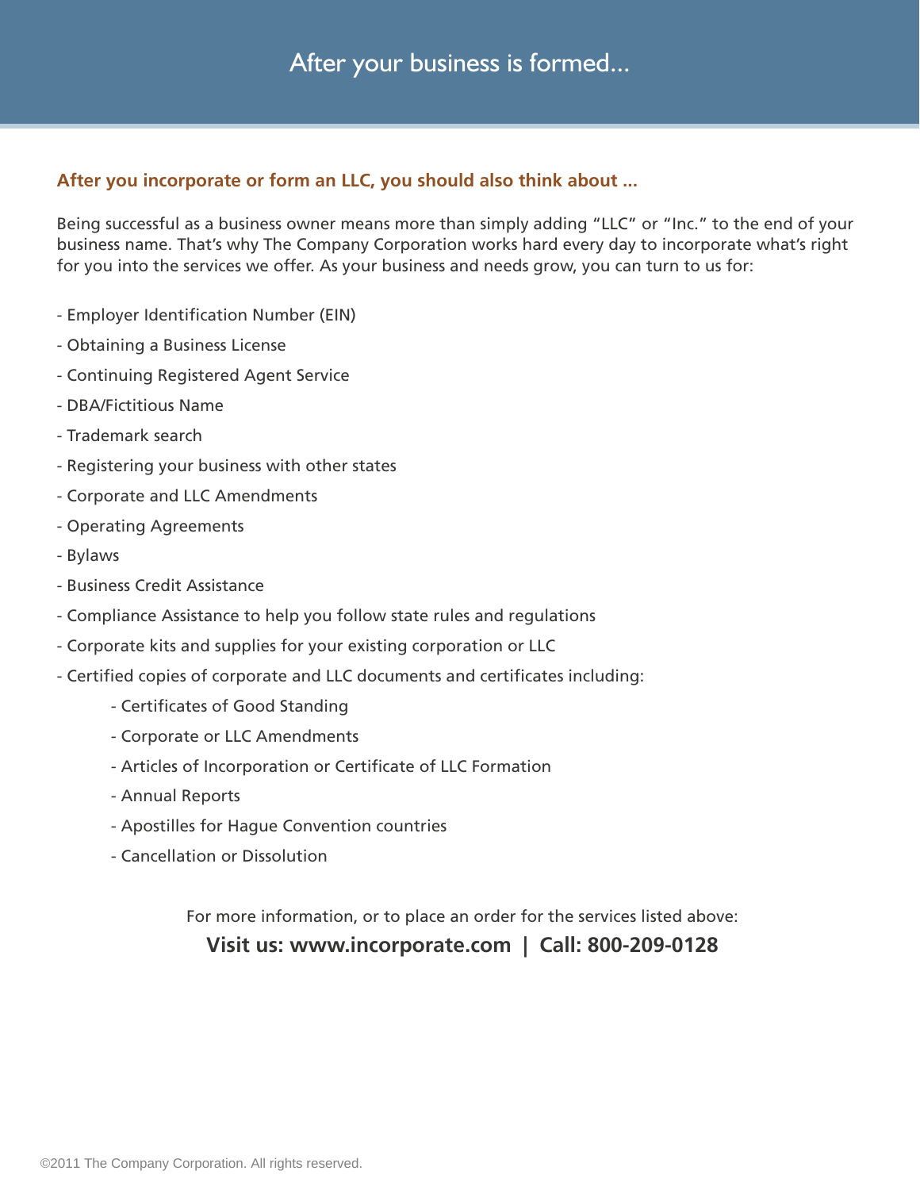# After your business is formed...

## After you incorporate or form an LLC, you should also think about ...

Being successful as a business owner means more than simply adding “LLC” or “Inc.” to the end of your business name. That’s why The Company Corporation works hard every day to incorporate what’s right for you into the services we offer. As your business and needs grow, you can turn to us for:

- Employer Identification Number (EIN)
- Obtaining a Business License
- Continuing Registered Agent Service
- DBA/Fictitious Name
- Trademark search
- Registering your business with other states
- Corporate and LLC Amendments
- Operating Agreements
- Bylaws
- Business Credit Assistance
- Compliance Assistance to help you follow state rules and regulations
- Corporate kits and supplies for your existing corporation or LLC
- Certified copies of corporate and LLC documents and certificates including:
    - Certificates of Good Standing
    - Corporate or LLC Amendments
    - Articles of Incorporation or Certificate of LLC Formation
    - Annual Reports
    - Apostilles for Hague Convention countries
    - Cancellation or Dissolution

For more information, or to place an order for the services listed above:

**Visit us: www.incorporate.com | Call: 800-209-0128**

©2011 The Company Corporation. All rights reserved.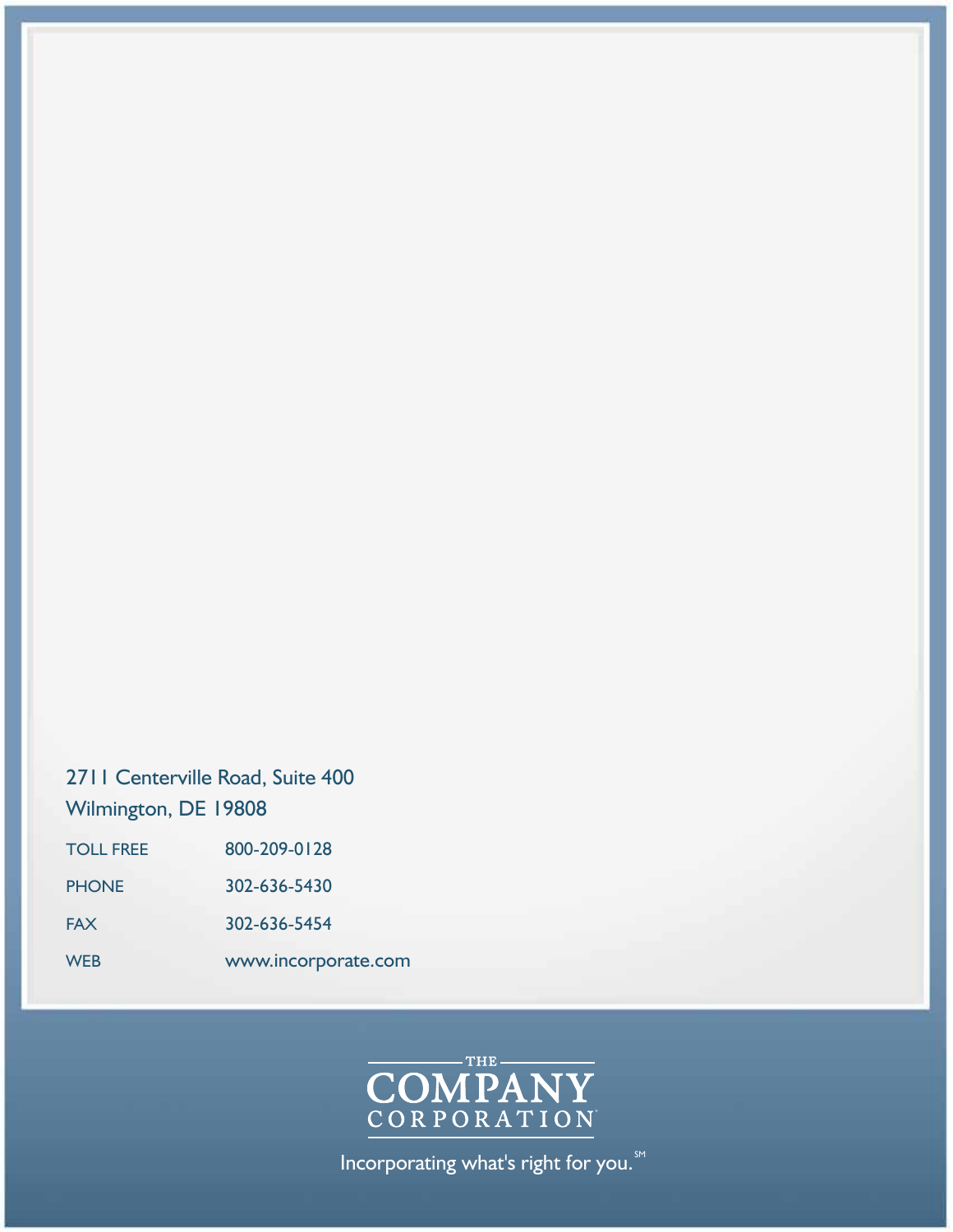2711 Centerville Road, Suite 400
Wilmington, DE 19808

| | |
|---|---|
| TOLL FREE | 800-209-0128 |
| PHONE | 302-636-5430 |
| FAX | 302-636-5454 |
| WEB | www.incorporate.com |

THE COMPANY CORPORATION

Incorporating what's right for you.SM